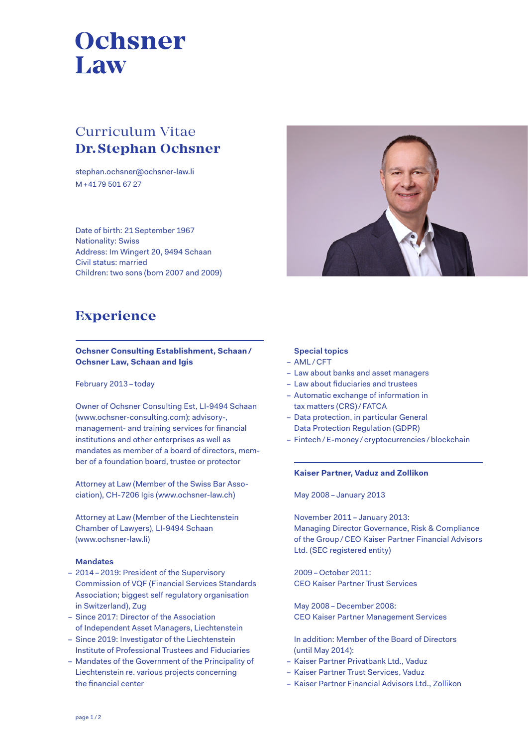# Ochsner Law

## Curriculum Vitae
## Dr. Stephan Ochsner

stephan.ochsner@ochsner-law.li
M +41 79 501 67 27

Date of birth: 21 September 1967
Nationality: Swiss
Address: Im Wingert 20, 9494 Schaan
Civil status: married
Children: two sons (born 2007 and 2009)

## Experience

**Ochsner Consulting Establishment, Schaan / Ochsner Law, Schaan and Igis**

February 2013 – today

Owner of Ochsner Consulting Est, LI-9494 Schaan (www.ochsner-consulting.com); advisory-, management- and training services for financial institutions and other enterprises as well as mandates as member of a board of directors, member of a foundation board, trustee or protector

Attorney at Law (Member of the Swiss Bar Association), CH-7206 Igis (www.ochsner-law.ch)

Attorney at Law (Member of the Liechtenstein Chamber of Lawyers), LI-9494 Schaan (www.ochsner-law.li)

**Mandates**

- 2014 – 2019: President of the Supervisory Commission of VQF (Financial Services Standards Association; biggest self regulatory organisation in Switzerland), Zug
- Since 2017: Director of the Association of Independent Asset Managers, Liechtenstein
- Since 2019: Investigator of the Liechtenstein Institute of Professional Trustees and Fiduciaries
- Mandates of the Government of the Principality of Liechtenstein re. various projects concerning the financial center

**Special topics**

- AML / CFT
- Law about banks and asset managers
- Law about fiduciaries and trustees
- Automatic exchange of information in tax matters (CRS) / FATCA
- Data protection, in particular General Data Protection Regulation (GDPR)
- Fintech / E-money / cryptocurrencies / blockchain

**Kaiser Partner, Vaduz and Zollikon**

May 2008 – January 2013

November 2011 – January 2013:
Managing Director Governance, Risk & Compliance of the Group / CEO Kaiser Partner Financial Advisors Ltd. (SEC registered entity)

2009 – October 2011:
CEO Kaiser Partner Trust Services

May 2008 – December 2008:
CEO Kaiser Partner Management Services

In addition: Member of the Board of Directors (until May 2014):

- Kaiser Partner Privatbank Ltd., Vaduz
- Kaiser Partner Trust Services, Vaduz
- Kaiser Partner Financial Advisors Ltd., Zollikon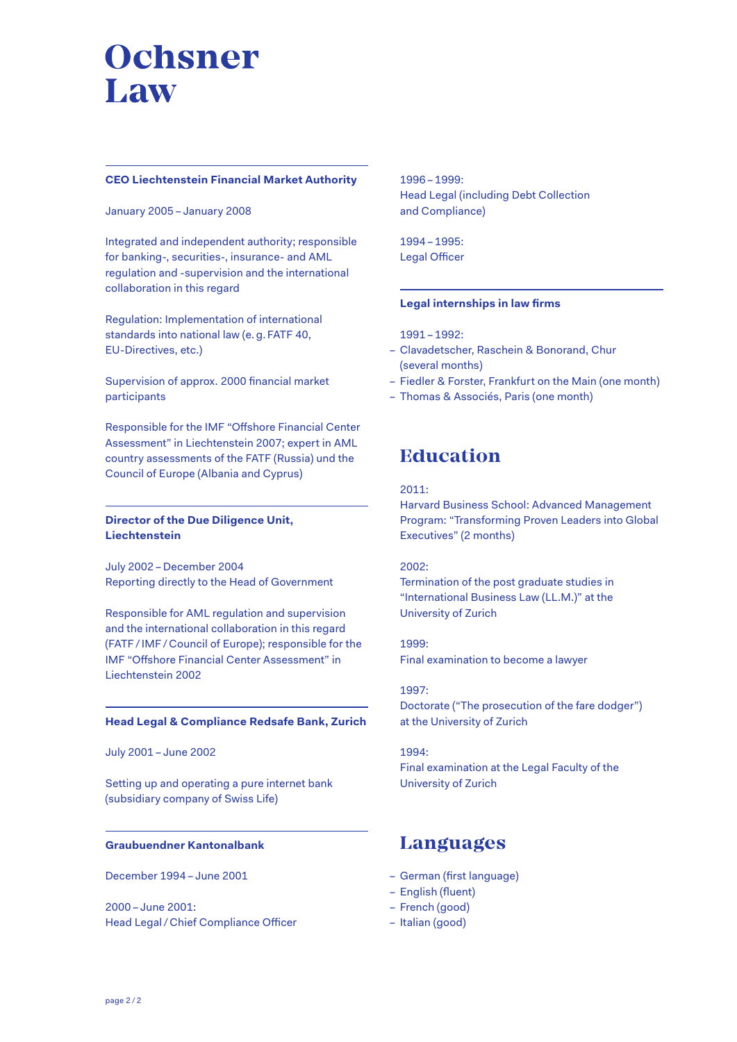# Ochsner Law

**CEO Liechtenstein Financial Market Authority**

January 2005 – January 2008

Integrated and independent authority; responsible for banking-, securities-, insurance- and AML regulation and -supervision and the international collaboration in this regard

Regulation: Implementation of international standards into national law (e. g. FATF 40, EU-Directives, etc.)

Supervision of approx. 2000 financial market participants

Responsible for the IMF "Offshore Financial Center Assessment" in Liechtenstein 2007; expert in AML country assessments of the FATF (Russia) und the Council of Europe (Albania and Cyprus)

**Director of the Due Diligence Unit, Liechtenstein**

July 2002 – December 2004
Reporting directly to the Head of Government

Responsible for AML regulation and supervision and the international collaboration in this regard (FATF / IMF / Council of Europe); responsible for the IMF "Offshore Financial Center Assessment" in Liechtenstein 2002

**Head Legal & Compliance Redsafe Bank, Zurich**

July 2001 – June 2002

Setting up and operating a pure internet bank (subsidiary company of Swiss Life)

**Graubuendner Kantonalbank**

December 1994 – June 2001

2000 – June 2001:
Head Legal / Chief Compliance Officer

1996 – 1999:
Head Legal (including Debt Collection and Compliance)

1994 – 1995:
Legal Officer

**Legal internships in law firms**

1991 – 1992:

- Clavadetscher, Raschein & Bonorand, Chur (several months)
- Fiedler & Forster, Frankfurt on the Main (one month)
- Thomas & Associés, Paris (one month)

## Education

2011:
Harvard Business School: Advanced Management Program: "Transforming Proven Leaders into Global Executives" (2 months)

2002:
Termination of the post graduate studies in "International Business Law (LL.M.)" at the University of Zurich

1999:
Final examination to become a lawyer

1997:
Doctorate ("The prosecution of the fare dodger") at the University of Zurich

1994:
Final examination at the Legal Faculty of the University of Zurich

## Languages

- German (first language)
- English (fluent)
- French (good)
- Italian (good)